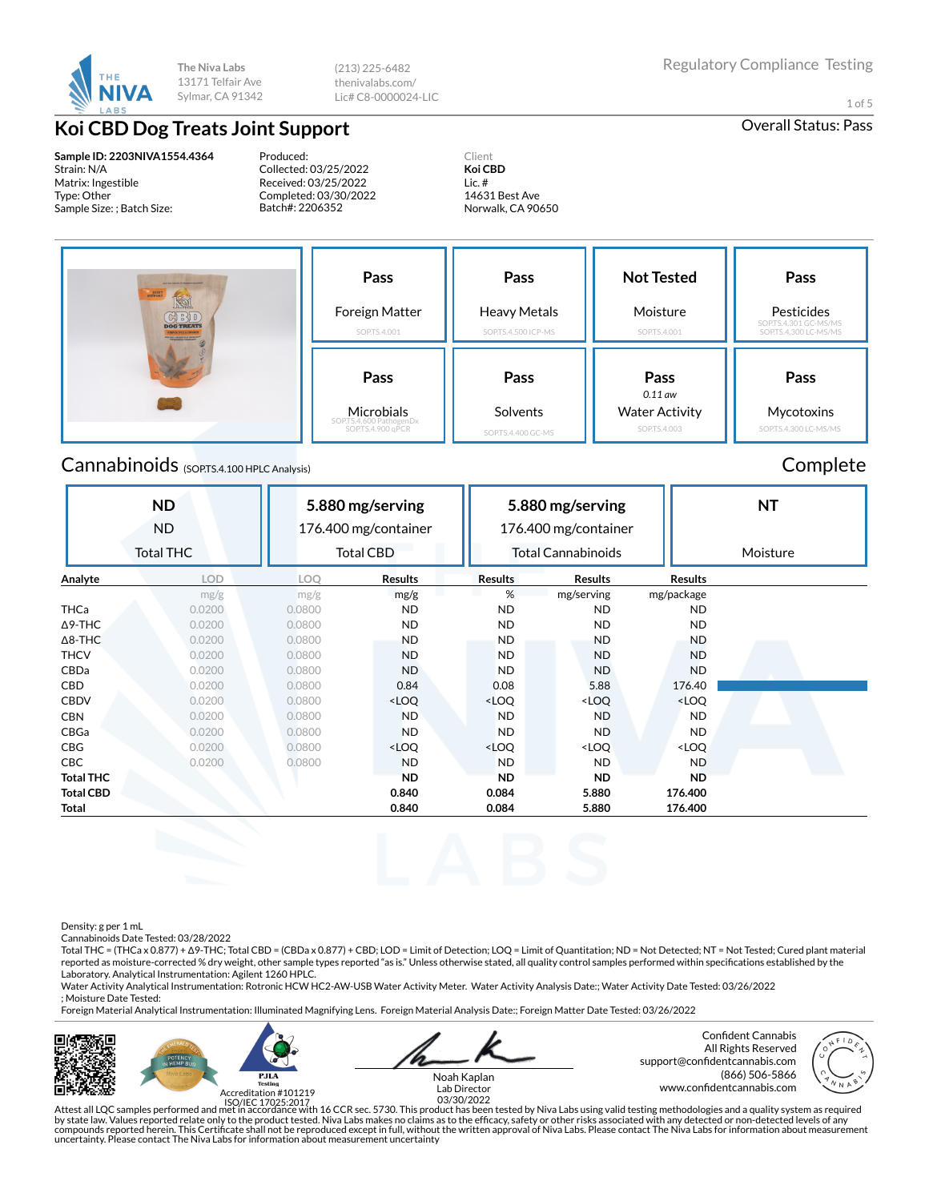The Niva Labs
13171 Telfair Ave
Sylmar, CA 91342

(213) 225-6482
thenivalabs.com/
Lic# C8-0000024-LIC

Regulatory Compliance Testing

# Koi CBD Dog Treats Joint Support

Overall Status: Pass

**Sample ID: 2203NIVA1554.4364**
Strain: N/A
Matrix: Ingestible
Type: Other
Sample Size: ; Batch Size:

Produced:
Collected: 03/25/2022
Received: 03/25/2022
Completed: 03/30/2022
Batch#: 2206352

Client
**Koi CBD**
Lic. #
14631 Best Ave
Norwalk, CA 90650

| Pass | Pass | Not Tested | Pass |
|---|---|---|---|
| Foreign Matter | Heavy Metals | Moisture | Pesticides |
| SOP.TS.4.001 | SOP.TS.4.500 ICP-MS | SOP.TS.4.001 | SOP.TS.4.301 GC-MS/MS SOP.TS.4.300 LC-MS/MS |

| Pass | Pass | Pass | Pass |
|---|---|---|---|
| Microbials | Solvents | 0.11 aw Water Activity | Mycotoxins |
| SOP.TS.4.600 PathogenDx SOP.TS.4.900 qPCR | SOP.TS.4.400 GC-MS | SOP.TS.4.003 | SOP.TS.4.300 LC-MS/MS |

## Cannabinoids (SOP.TS.4.100 HPLC Analysis)

Complete

| ND | 5.880 mg/serving | 5.880 mg/serving | NT |
|---|---|---|---|
| ND | 176.400 mg/container | 176.400 mg/container | |
| Total THC | Total CBD | Total Cannabinoids | Moisture |

| Analyte | LOD | LOQ | Results | Results | Results | Results |
|---|---|---|---|---|---|---|
| | mg/g | mg/g | mg/g | % | mg/serving | mg/package |
| THCa | 0.0200 | 0.0800 | ND | ND | ND | ND |
| Δ9-THC | 0.0200 | 0.0800 | ND | ND | ND | ND |
| Δ8-THC | 0.0200 | 0.0800 | ND | ND | ND | ND |
| THCV | 0.0200 | 0.0800 | ND | ND | ND | ND |
| CBDa | 0.0200 | 0.0800 | ND | ND | ND | ND |
| CBD | 0.0200 | 0.0800 | 0.84 | 0.08 | 5.88 | 176.40 |
| CBDV | 0.0200 | 0.0800 | <LOQ | <LOQ | <LOQ | <LOQ |
| CBN | 0.0200 | 0.0800 | ND | ND | ND | ND |
| CBGa | 0.0200 | 0.0800 | ND | ND | ND | ND |
| CBG | 0.0200 | 0.0800 | <LOQ | <LOQ | <LOQ | <LOQ |
| CBC | 0.0200 | 0.0800 | ND | ND | ND | ND |
| **Total THC** | | | **ND** | **ND** | **ND** | **ND** |
| **Total CBD** | | | **0.840** | **0.084** | **5.880** | **176.400** |
| **Total** | | | **0.840** | **0.084** | **5.880** | **176.400** |

Density: g per 1 mL
Cannabinoids Date Tested: 03/28/2022
Total THC = (THCa x 0.877) + Δ9-THC; Total CBD = (CBDa x 0.877) + CBD; LOD = Limit of Detection; LOQ = Limit of Quantitation; ND = Not Detected; NT = Not Tested; Cured plant material reported as moisture-corrected % dry weight, other sample types reported "as is." Unless otherwise stated, all quality control samples performed within specifications established by the Laboratory. Analytical Instrumentation: Agilent 1260 HPLC.
Water Activity Analytical Instrumentation: Rotronic HCW HC2-AW-USB Water Activity Meter. Water Activity Analysis Date:; Water Activity Date Tested: 03/26/2022
; Moisture Date Tested:
Foreign Material Analytical Instrumentation: Illuminated Magnifying Lens. Foreign Material Analysis Date:; Foreign Matter Date Tested: 03/26/2022

Accreditation #101219
ISO/IEC 17025:2017

Noah Kaplan
Lab Director
03/30/2022

Confident Cannabis
All Rights Reserved
support@confidentcannabis.com
(866) 506-5866
www.confidentcannabis.com

Attest all LQC samples performed and met in accordance with 16 CCR sec. 5730. This product has been tested by Niva Labs using valid testing methodologies and a quality system as required by state law. Values reported relate only to the product tested. Niva Labs makes no claims as to the efficacy, safety or other risks associated with any detected or non-detected levels of any compounds reported herein. This Certificate shall not be reproduced except in full, without the written approval of Niva Labs. Please contact The Niva Labs for information about measurement uncertainty. Please contact The Niva Labs for information about measurement uncertainty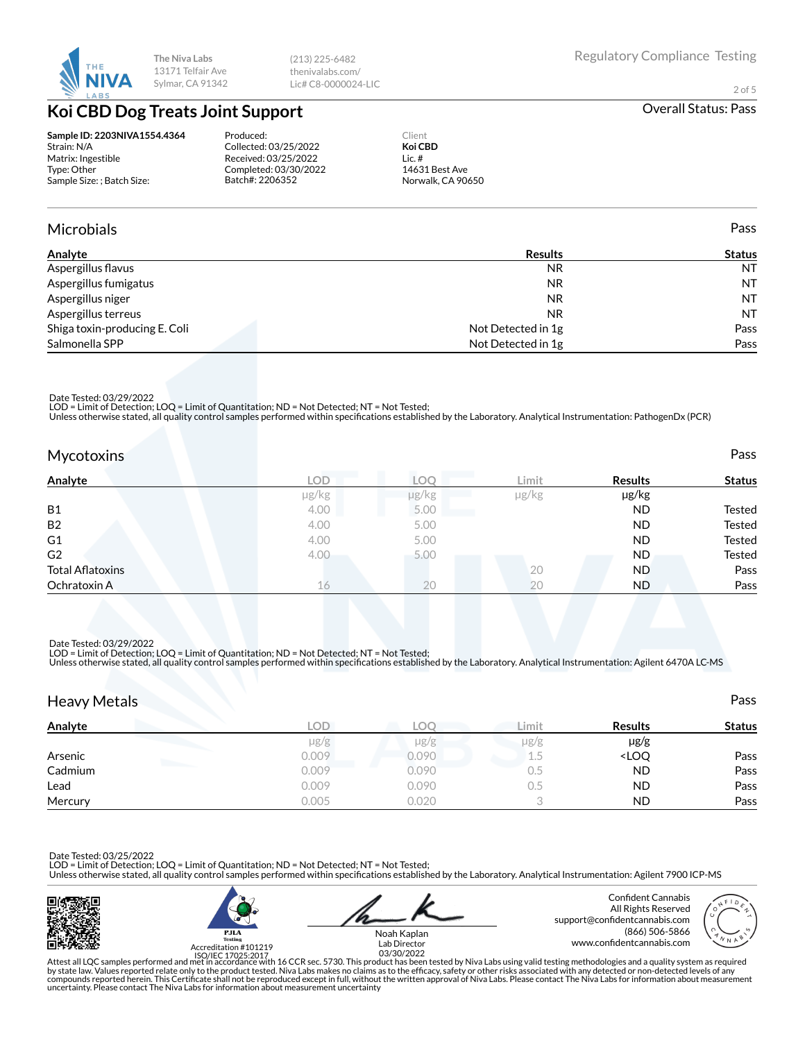The Niva Labs
13171 Telfair Ave
Sylmar, CA 91342

(213) 225-6482
thenivalabs.com/
Lic# C8-0000024-LIC

Regulatory Compliance Testing

# Koi CBD Dog Treats Joint Support

Overall Status: Pass

**Sample ID: 2203NIVA1554.4364**
Strain: N/A
Matrix: Ingestible
Type: Other
Sample Size: ; Batch Size:

Produced:
Collected: 03/25/2022
Received: 03/25/2022
Completed: 03/30/2022
Batch#: 2206352

Client
**Koi CBD**
Lic. #
14631 Best Ave
Norwalk, CA 90650

## Microbials

Pass

| Analyte | Results | Status |
|---|---|---|
| Aspergillus flavus | NR | NT |
| Aspergillus fumigatus | NR | NT |
| Aspergillus niger | NR | NT |
| Aspergillus terreus | NR | NT |
| Shiga toxin-producing E. Coli | Not Detected in 1g | Pass |
| Salmonella SPP | Not Detected in 1g | Pass |

Date Tested: 03/29/2022
LOD = Limit of Detection; LOQ = Limit of Quantitation; ND = Not Detected; NT = Not Tested;
Unless otherwise stated, all quality control samples performed within specifications established by the Laboratory. Analytical Instrumentation: PathogenDx (PCR)

## Mycotoxins

Pass

| Analyte | LOD | LOQ | Limit | Results | Status |
|---|---|---|---|---|---|
| | µg/kg | µg/kg | µg/kg | µg/kg | |
| B1 | 4.00 | 5.00 | | ND | Tested |
| B2 | 4.00 | 5.00 | | ND | Tested |
| G1 | 4.00 | 5.00 | | ND | Tested |
| G2 | 4.00 | 5.00 | | ND | Tested |
| Total Aflatoxins | | | 20 | ND | Pass |
| Ochratoxin A | 16 | 20 | 20 | ND | Pass |

Date Tested: 03/29/2022
LOD = Limit of Detection; LOQ = Limit of Quantitation; ND = Not Detected; NT = Not Tested;
Unless otherwise stated, all quality control samples performed within specifications established by the Laboratory. Analytical Instrumentation: Agilent 6470A LC-MS

## Heavy Metals

Pass

| Analyte | LOD | LOQ | Limit | Results | Status |
|---|---|---|---|---|---|
| | µg/g | µg/g | µg/g | µg/g | |
| Arsenic | 0.009 | 0.090 | 1.5 | <LOQ | Pass |
| Cadmium | 0.009 | 0.090 | 0.5 | ND | Pass |
| Lead | 0.009 | 0.090 | 0.5 | ND | Pass |
| Mercury | 0.005 | 0.020 | 3 | ND | Pass |

Date Tested: 03/25/2022
LOD = Limit of Detection; LOQ = Limit of Quantitation; ND = Not Detected; NT = Not Tested;
Unless otherwise stated, all quality control samples performed within specifications established by the Laboratory. Analytical Instrumentation: Agilent 7900 ICP-MS

PJLA Testing
Accreditation #101219
ISO/IEC 17025:2017

Noah Kaplan
Lab Director
03/30/2022

Confident Cannabis
All Rights Reserved
support@confidentcannabis.com
(866) 506-5866
www.confidentcannabis.com

Attest all LQC samples performed and met in accordance with 16 CCR sec. 5730. This product has been tested by Niva Labs using valid testing methodologies and a quality system as required by state law. Values reported relate only to the product tested. Niva Labs makes no claims as to the efficacy, safety or other risks associated with any detected or non-detected levels of any compounds reported herein. This Certificate shall not be reproduced except in full, without the written approval of Niva Labs. Please contact The Niva Labs for information about measurement uncertainty. Please contact The Niva Labs for information about measurement uncertainty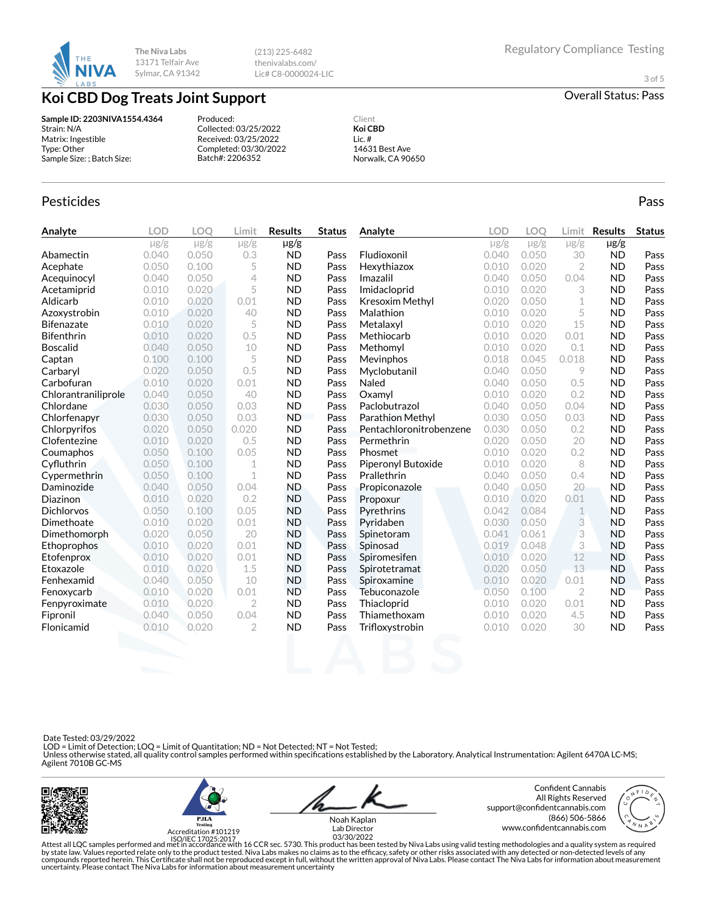The Niva Labs
13171 Telfair Ave
Sylmar, CA 91342

(213) 225-6482
thenivalabs.com/
Lic# C8-0000024-LIC

Regulatory Compliance Testing

# Koi CBD Dog Treats Joint Support

Overall Status: Pass

**Sample ID: 2203NIVA1554.4364**
Strain: N/A
Matrix: Ingestible
Type: Other
Sample Size: ; Batch Size:

Produced:
Collected: 03/25/2022
Received: 03/25/2022
Completed: 03/30/2022
Batch#: 2206352

Client
**Koi CBD**
Lic. #
14631 Best Ave
Norwalk, CA 90650

## Pesticides

Pass

| Analyte | LOD | LOQ | Limit | Results | Status |
|---|---|---|---|---|---|
| | μg/g | μg/g | μg/g | μg/g | |
| Abamectin | 0.040 | 0.050 | 0.3 | ND | Pass |
| Acephate | 0.050 | 0.100 | 5 | ND | Pass |
| Acequinocyl | 0.040 | 0.050 | 4 | ND | Pass |
| Acetamiprid | 0.010 | 0.020 | 5 | ND | Pass |
| Aldicarb | 0.010 | 0.020 | 0.01 | ND | Pass |
| Azoxystrobin | 0.010 | 0.020 | 40 | ND | Pass |
| Bifenazate | 0.010 | 0.020 | 5 | ND | Pass |
| Bifenthrin | 0.010 | 0.020 | 0.5 | ND | Pass |
| Boscalid | 0.040 | 0.050 | 10 | ND | Pass |
| Captan | 0.100 | 0.100 | 5 | ND | Pass |
| Carbaryl | 0.020 | 0.050 | 0.5 | ND | Pass |
| Carbofuran | 0.010 | 0.020 | 0.01 | ND | Pass |
| Chlorantraniliprole | 0.040 | 0.050 | 40 | ND | Pass |
| Chlordane | 0.030 | 0.050 | 0.03 | ND | Pass |
| Chlorfenapyr | 0.030 | 0.050 | 0.03 | ND | Pass |
| Chlorpyrifos | 0.020 | 0.050 | 0.020 | ND | Pass |
| Clofentezine | 0.010 | 0.020 | 0.5 | ND | Pass |
| Coumaphos | 0.050 | 0.100 | 0.05 | ND | Pass |
| Cyfluthrin | 0.050 | 0.100 | 1 | ND | Pass |
| Cypermethrin | 0.050 | 0.100 | 1 | ND | Pass |
| Daminozide | 0.040 | 0.050 | 0.04 | ND | Pass |
| Diazinon | 0.010 | 0.020 | 0.2 | ND | Pass |
| Dichlorvos | 0.050 | 0.100 | 0.05 | ND | Pass |
| Dimethoate | 0.010 | 0.020 | 0.01 | ND | Pass |
| Dimethomorph | 0.020 | 0.050 | 20 | ND | Pass |
| Ethoprophos | 0.010 | 0.020 | 0.01 | ND | Pass |
| Etofenprox | 0.010 | 0.020 | 0.01 | ND | Pass |
| Etoxazole | 0.010 | 0.020 | 1.5 | ND | Pass |
| Fenhexamid | 0.040 | 0.050 | 10 | ND | Pass |
| Fenoxycarb | 0.010 | 0.020 | 0.01 | ND | Pass |
| Fenpyroximate | 0.010 | 0.020 | 2 | ND | Pass |
| Fipronil | 0.040 | 0.050 | 0.04 | ND | Pass |
| Flonicamid | 0.010 | 0.020 | 2 | ND | Pass |
| Fludioxonil | 0.040 | 0.050 | 30 | ND | Pass |
| Hexythiazox | 0.010 | 0.020 | 2 | ND | Pass |
| Imazalil | 0.040 | 0.050 | 0.04 | ND | Pass |
| Imidacloprid | 0.010 | 0.020 | 3 | ND | Pass |
| Kresoxim Methyl | 0.020 | 0.050 | 1 | ND | Pass |
| Malathion | 0.010 | 0.020 | 5 | ND | Pass |
| Metalaxyl | 0.010 | 0.020 | 15 | ND | Pass |
| Methiocarb | 0.010 | 0.020 | 0.01 | ND | Pass |
| Methomyl | 0.010 | 0.020 | 0.1 | ND | Pass |
| Mevinphos | 0.018 | 0.045 | 0.018 | ND | Pass |
| Myclobutanil | 0.040 | 0.050 | 9 | ND | Pass |
| Naled | 0.040 | 0.050 | 0.5 | ND | Pass |
| Oxamyl | 0.010 | 0.020 | 0.2 | ND | Pass |
| Paclobutrazol | 0.040 | 0.050 | 0.04 | ND | Pass |
| Parathion Methyl | 0.030 | 0.050 | 0.03 | ND | Pass |
| Pentachloronitrobenzene | 0.030 | 0.050 | 0.2 | ND | Pass |
| Permethrin | 0.020 | 0.050 | 20 | ND | Pass |
| Phosmet | 0.010 | 0.020 | 0.2 | ND | Pass |
| Piperonyl Butoxide | 0.010 | 0.020 | 8 | ND | Pass |
| Prallethrin | 0.040 | 0.050 | 0.4 | ND | Pass |
| Propiconazole | 0.040 | 0.050 | 20 | ND | Pass |
| Propoxur | 0.010 | 0.020 | 0.01 | ND | Pass |
| Pyrethrins | 0.042 | 0.084 | 1 | ND | Pass |
| Pyridaben | 0.030 | 0.050 | 3 | ND | Pass |
| Spinetoram | 0.041 | 0.061 | 3 | ND | Pass |
| Spinosad | 0.019 | 0.048 | 3 | ND | Pass |
| Spiromesifen | 0.010 | 0.020 | 12 | ND | Pass |
| Spirotetramat | 0.020 | 0.050 | 13 | ND | Pass |
| Spiroxamine | 0.010 | 0.020 | 0.01 | ND | Pass |
| Tebuconazole | 0.050 | 0.100 | 2 | ND | Pass |
| Thiacloprid | 0.010 | 0.020 | 0.01 | ND | Pass |
| Thiamethoxam | 0.010 | 0.020 | 4.5 | ND | Pass |
| Trifloxystrobin | 0.010 | 0.020 | 30 | ND | Pass |

Date Tested: 03/29/2022
LOD = Limit of Detection; LOQ = Limit of Quantitation; ND = Not Detected; NT = Not Tested;
Unless otherwise stated, all quality control samples performed within specifications established by the Laboratory. Analytical Instrumentation: Agilent 6470A LC-MS; Agilent 7010B GC-MS

PJLA Testing
Accreditation #101219
ISO/IEC 17025:2017

Noah Kaplan
Lab Director
03/30/2022

Confident Cannabis
All Rights Reserved
support@confidentcannabis.com
(866) 506-5866
www.confidentcannabis.com

Attest all LQC samples performed and met in accordance with 16 CCR sec. 5730. This product has been tested by Niva Labs using valid testing methodologies and a quality system as required by state law. Values reported relate only to the product tested. Niva Labs makes no claims as to the efficacy, safety or other risks associated with any detected or non-detected levels of any compounds reported herein. This Certificate shall not be reproduced except in full, without the written approval of Niva Labs. Please contact The Niva Labs for information about measurement uncertainty. Please contact The Niva Labs for information about measurement uncertainty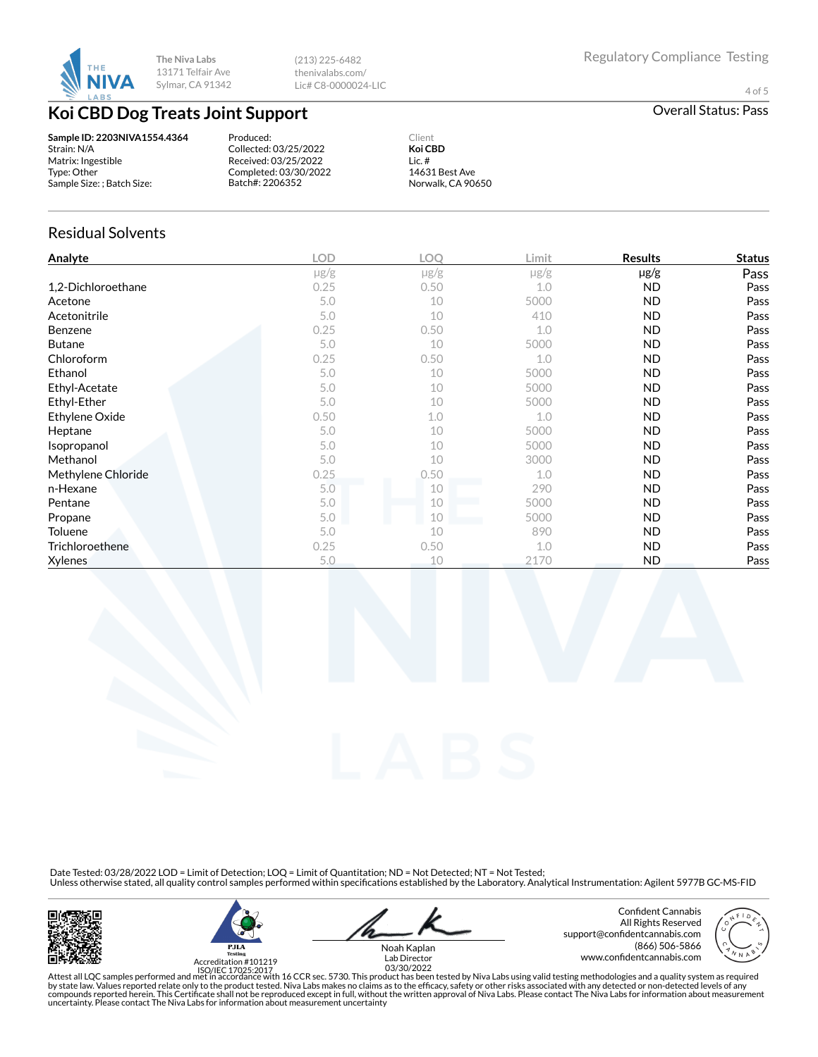The Niva Labs
13171 Telfair Ave
Sylmar, CA 91342

(213) 225-6482
thenivalabs.com/
Lic# C8-0000024-LIC

Regulatory Compliance Testing

# Koi CBD Dog Treats Joint Support

Overall Status: Pass

**Sample ID: 2203NIVA1554.4364**
Strain: N/A
Matrix: Ingestible
Type: Other
Sample Size: ; Batch Size:

Produced:
Collected: 03/25/2022
Received: 03/25/2022
Completed: 03/30/2022
Batch#: 2206352

Client
**Koi CBD**
Lic. #
14631 Best Ave
Norwalk, CA 90650

## Residual Solvents

| Analyte | LOD | LOQ | Limit | Results | Status |
|---|---|---|---|---|---|
| | µg/g | µg/g | µg/g | µg/g | Pass |
| 1,2-Dichloroethane | 0.25 | 0.50 | 1.0 | ND | Pass |
| Acetone | 5.0 | 10 | 5000 | ND | Pass |
| Acetonitrile | 5.0 | 10 | 410 | ND | Pass |
| Benzene | 0.25 | 0.50 | 1.0 | ND | Pass |
| Butane | 5.0 | 10 | 5000 | ND | Pass |
| Chloroform | 0.25 | 0.50 | 1.0 | ND | Pass |
| Ethanol | 5.0 | 10 | 5000 | ND | Pass |
| Ethyl-Acetate | 5.0 | 10 | 5000 | ND | Pass |
| Ethyl-Ether | 5.0 | 10 | 5000 | ND | Pass |
| Ethylene Oxide | 0.50 | 1.0 | 1.0 | ND | Pass |
| Heptane | 5.0 | 10 | 5000 | ND | Pass |
| Isopropanol | 5.0 | 10 | 5000 | ND | Pass |
| Methanol | 5.0 | 10 | 3000 | ND | Pass |
| Methylene Chloride | 0.25 | 0.50 | 1.0 | ND | Pass |
| n-Hexane | 5.0 | 10 | 290 | ND | Pass |
| Pentane | 5.0 | 10 | 5000 | ND | Pass |
| Propane | 5.0 | 10 | 5000 | ND | Pass |
| Toluene | 5.0 | 10 | 890 | ND | Pass |
| Trichloroethene | 0.25 | 0.50 | 1.0 | ND | Pass |
| Xylenes | 5.0 | 10 | 2170 | ND | Pass |

Date Tested: 03/28/2022 LOD = Limit of Detection; LOQ = Limit of Quantitation; ND = Not Detected; NT = Not Tested;
Unless otherwise stated, all quality control samples performed within specifications established by the Laboratory. Analytical Instrumentation: Agilent 5977B GC-MS-FID

PJLA Testing
Accreditation #101219
ISO/IEC 17025:2017

Noah Kaplan
Lab Director
03/30/2022

Confident Cannabis
All Rights Reserved
support@confidentcannabis.com
(866) 506-5866
www.confidentcannabis.com

Attest all LQC samples performed and met in accordance with 16 CCR sec. 5730. This product has been tested by Niva Labs using valid testing methodologies and a quality system as required by state law. Values reported relate only to the product tested. Niva Labs makes no claims as to the efficacy, safety or other risks associated with any detected or non-detected levels of any compounds reported herein. This Certificate shall not be reproduced except in full, without the written approval of Niva Labs. Please contact The Niva Labs for information about measurement uncertainty. Please contact The Niva Labs for information about measurement uncertainty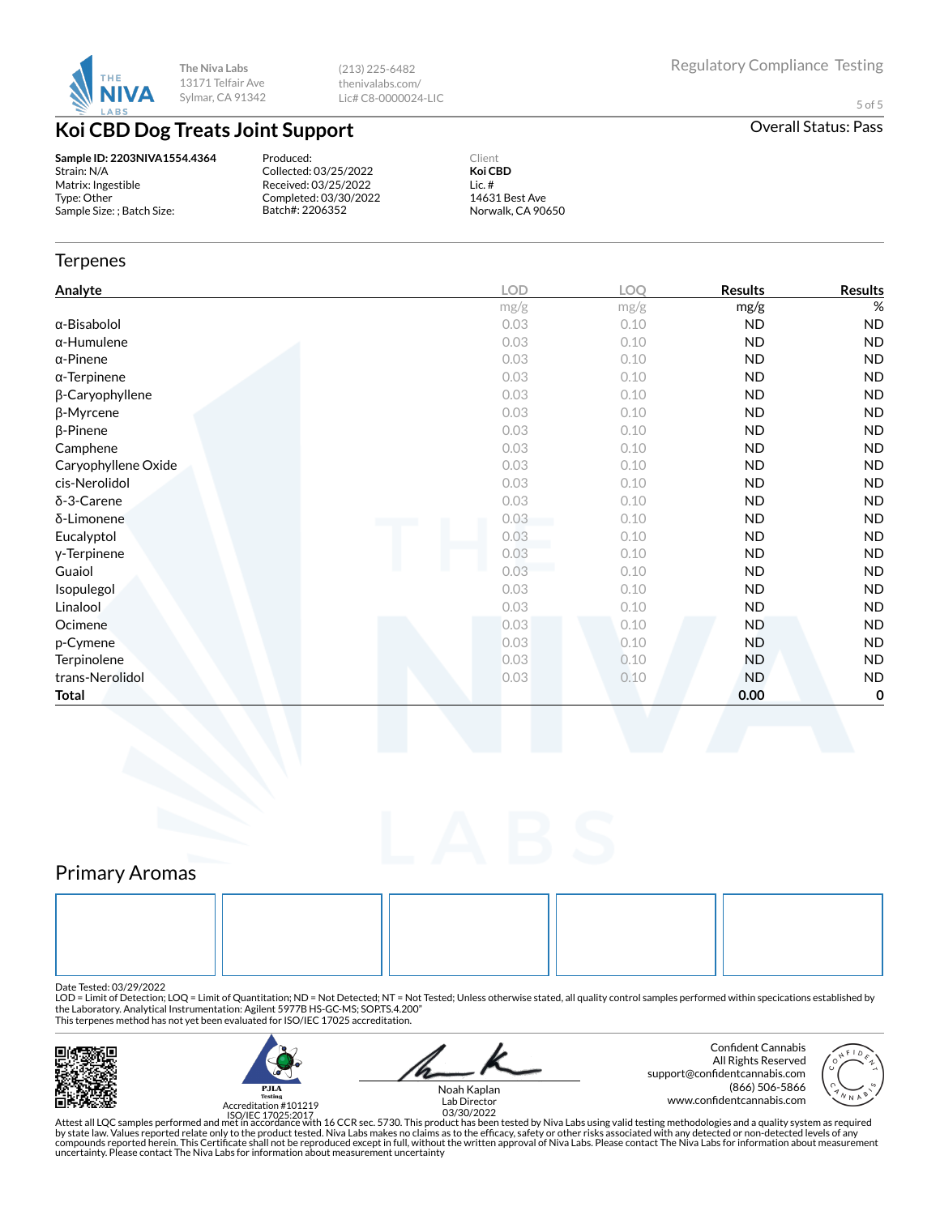The Niva Labs
13171 Telfair Ave
Sylmar, CA 91342

(213) 225-6482
thenivalabs.com/
Lic# C8-0000024-LIC

Regulatory Compliance Testing

# Koi CBD Dog Treats Joint Support

Overall Status: Pass

**Sample ID: 2203NIVA1554.4364**
Strain: N/A
Matrix: Ingestible
Type: Other
Sample Size: ; Batch Size:

Produced:
Collected: 03/25/2022
Received: 03/25/2022
Completed: 03/30/2022
Batch#: 2206352

Client
**Koi CBD**
Lic. #
14631 Best Ave
Norwalk, CA 90650

## Terpenes

| Analyte | LOD | LOQ | Results | Results |
|---|---|---|---|---|
| | mg/g | mg/g | mg/g | % |
| α-Bisabolol | 0.03 | 0.10 | ND | ND |
| α-Humulene | 0.03 | 0.10 | ND | ND |
| α-Pinene | 0.03 | 0.10 | ND | ND |
| α-Terpinene | 0.03 | 0.10 | ND | ND |
| β-Caryophyllene | 0.03 | 0.10 | ND | ND |
| β-Myrcene | 0.03 | 0.10 | ND | ND |
| β-Pinene | 0.03 | 0.10 | ND | ND |
| Camphene | 0.03 | 0.10 | ND | ND |
| Caryophyllene Oxide | 0.03 | 0.10 | ND | ND |
| cis-Nerolidol | 0.03 | 0.10 | ND | ND |
| δ-3-Carene | 0.03 | 0.10 | ND | ND |
| δ-Limonene | 0.03 | 0.10 | ND | ND |
| Eucalyptol | 0.03 | 0.10 | ND | ND |
| γ-Terpinene | 0.03 | 0.10 | ND | ND |
| Guaiol | 0.03 | 0.10 | ND | ND |
| Isopulegol | 0.03 | 0.10 | ND | ND |
| Linalool | 0.03 | 0.10 | ND | ND |
| Ocimene | 0.03 | 0.10 | ND | ND |
| p-Cymene | 0.03 | 0.10 | ND | ND |
| Terpinolene | 0.03 | 0.10 | ND | ND |
| trans-Nerolidol | 0.03 | 0.10 | ND | ND |
| **Total** | | | **0.00** | **0** |

## Primary Aromas

Date Tested: 03/29/2022
LOD = Limit of Detection; LOQ = Limit of Quantitation; ND = Not Detected; NT = Not Tested; Unless otherwise stated, all quality control samples performed within specications established by the Laboratory. Analytical Instrumentation: Agilent 5977B HS-GC-MS; SOP.TS.4.200"
This terpenes method has not yet been evaluated for ISO/IEC 17025 accreditation.

PJLA Testing
Accreditation #101219
ISO/IEC 17025:2017

Noah Kaplan
Lab Director
03/30/2022

Confident Cannabis
All Rights Reserved
support@confidentcannabis.com
(866) 506-5866
www.confidentcannabis.com

Attest all LQC samples performed and met in accordance with 16 CCR sec. 5730. This product has been tested by Niva Labs using valid testing methodologies and a quality system as required by state law. Values reported relate only to the product tested. Niva Labs makes no claims as to the efficacy, safety or other risks associated with any detected or non-detected levels of any compounds reported herein. This Certificate shall not be reproduced except in full, without the written approval of Niva Labs. Please contact The Niva Labs for information about measurement uncertainty. Please contact The Niva Labs for information about measurement uncertainty